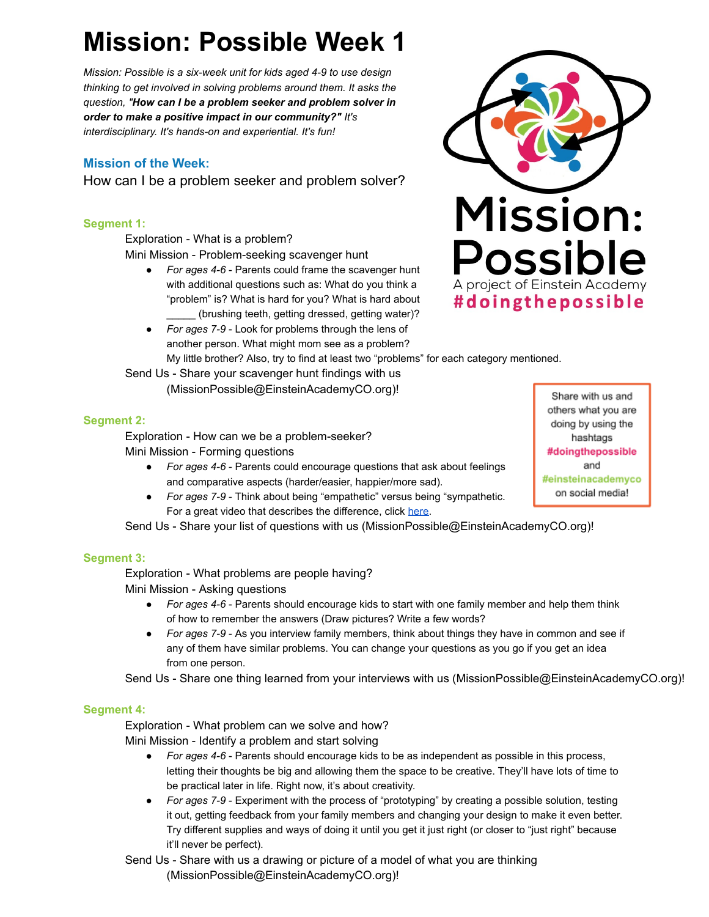# Mission: Possible Week 1

*Mission: Possible is a six-week unit for kids aged 4-9 to use design thinking to get involved in solving problems around them. It asks the question, "**How can I be a problem seeker and problem solver in order to make a positive impact in our community?**" It's interdisciplinary. It's hands-on and experiential. It's fun!*

Mission: Possible
A project of Einstein Academy
#doingthepossible

## Mission of the Week:

How can I be a problem seeker and problem solver?

### Segment 1:

Exploration - What is a problem?

Mini Mission - Problem-seeking scavenger hunt

- *For ages 4-6* - Parents could frame the scavenger hunt with additional questions such as: What do you think a "problem" is? What is hard for you? What is hard about _____ (brushing teeth, getting dressed, getting water)?
- *For ages 7-9* - Look for problems through the lens of another person. What might mom see as a problem? My little brother? Also, try to find at least two "problems" for each category mentioned.

Send Us - Share your scavenger hunt findings with us (MissionPossible@EinsteinAcademyCO.org)!

> Share with us and others what you are doing by using the hashtags **#doingthepossible** and **#einsteinacademyco** on social media!

### Segment 2:

Exploration - How can we be a problem-seeker?

Mini Mission - Forming questions

- *For ages 4-6* - Parents could encourage questions that ask about feelings and comparative aspects (harder/easier, happier/more sad).
- *For ages 7-9* - Think about being "empathetic" versus being "sympathetic." For a great video that describes the difference, click [here](#).

Send Us - Share your list of questions with us (MissionPossible@EinsteinAcademyCO.org)!

### Segment 3:

Exploration - What problems are people having?

Mini Mission - Asking questions

- *For ages 4-6* - Parents should encourage kids to start with one family member and help them think of how to remember the answers (Draw pictures? Write a few words?
- *For ages 7-9* - As you interview family members, think about things they have in common and see if any of them have similar problems. You can change your questions as you go if you get an idea from one person.

Send Us - Share one thing learned from your interviews with us (MissionPossible@EinsteinAcademyCO.org)!

### Segment 4:

Exploration - What problem can we solve and how?

Mini Mission - Identify a problem and start solving

- *For ages 4-6* - Parents should encourage kids to be as independent as possible in this process, letting their thoughts be big and allowing them the space to be creative. They'll have lots of time to be practical later in life. Right now, it's about creativity.
- *For ages 7-9* - Experiment with the process of "prototyping" by creating a possible solution, testing it out, getting feedback from your family members and changing your design to make it even better. Try different supplies and ways of doing it until you get it just right (or closer to "just right" because it'll never be perfect).

Send Us - Share with us a drawing or picture of a model of what you are thinking (MissionPossible@EinsteinAcademyCO.org)!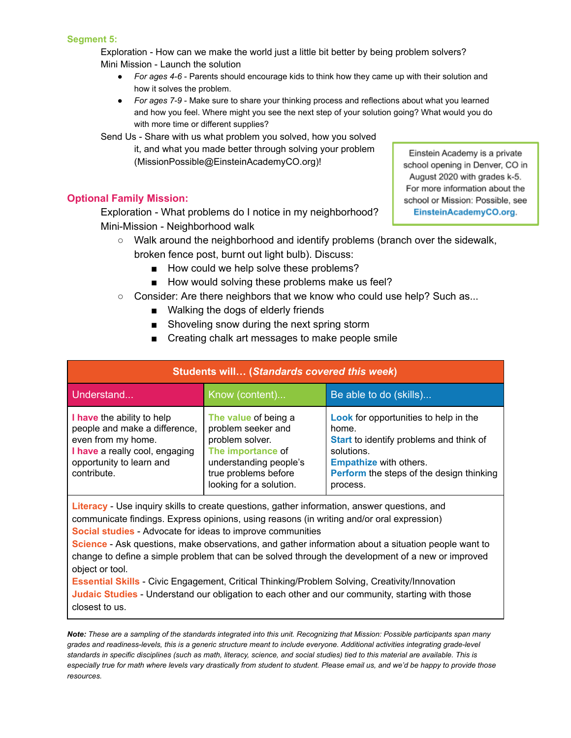**Segment 5:**

Exploration - How can we make the world just a little bit better by being problem solvers?

Mini Mission - Launch the solution

- *For ages 4-6* - Parents should encourage kids to think how they came up with their solution and how it solves the problem.
- *For ages 7-9* - Make sure to share your thinking process and reflections about what you learned and how you feel. Where might you see the next step of your solution going? What would you do with more time or different supplies?

Send Us - Share with us what problem you solved, how you solved it, and what you made better through solving your problem (MissionPossible@EinsteinAcademyCO.org)!

Einstein Academy is a private school opening in Denver, CO in August 2020 with grades k-5. For more information about the school or Mission: Possible, see **EinsteinAcademyCO.org**.

**Optional Family Mission:**

Exploration - What problems do I notice in my neighborhood?

Mini-Mission - Neighborhood walk

- Walk around the neighborhood and identify problems (branch over the sidewalk, broken fence post, burnt out light bulb). Discuss:
  - How could we help solve these problems?
  - How would solving these problems make us feel?
- Consider: Are there neighbors that we know who could use help? Such as...
  - Walking the dogs of elderly friends
  - Shoveling snow during the next spring storm
  - Creating chalk art messages to make people smile

| **Students will... (*Standards covered this week*)** | | |
|---|---|---|
| Understand... | Know (content)... | Be able to do (skills)... |
| **I have** the ability to help people and make a difference, even from my home. **I have** a really cool, engaging opportunity to learn and contribute. | **The value** of being a problem seeker and problem solver. **The importance** of understanding people's true problems before looking for a solution. | **Look** for opportunities to help in the home. **Start** to identify problems and think of solutions. **Empathize** with others. **Perform** the steps of the design thinking process. |

**Literacy** - Use inquiry skills to create questions, gather information, answer questions, and communicate findings. Express opinions, using reasons (in writing and/or oral expression)
**Social studies** - Advocate for ideas to improve communities
**Science** - Ask questions, make observations, and gather information about a situation people want to change to define a simple problem that can be solved through the development of a new or improved object or tool.
**Essential Skills** - Civic Engagement, Critical Thinking/Problem Solving, Creativity/Innovation
**Judaic Studies** - Understand our obligation to each other and our community, starting with those closest to us.

***Note:*** *These are a sampling of the standards integrated into this unit. Recognizing that Mission: Possible participants span many grades and readiness-levels, this is a generic structure meant to include everyone. Additional activities integrating grade-level standards in specific disciplines (such as math, literacy, science, and social studies) tied to this material are available. This is especially true for math where levels vary drastically from student to student. Please email us, and we'd be happy to provide those resources.*